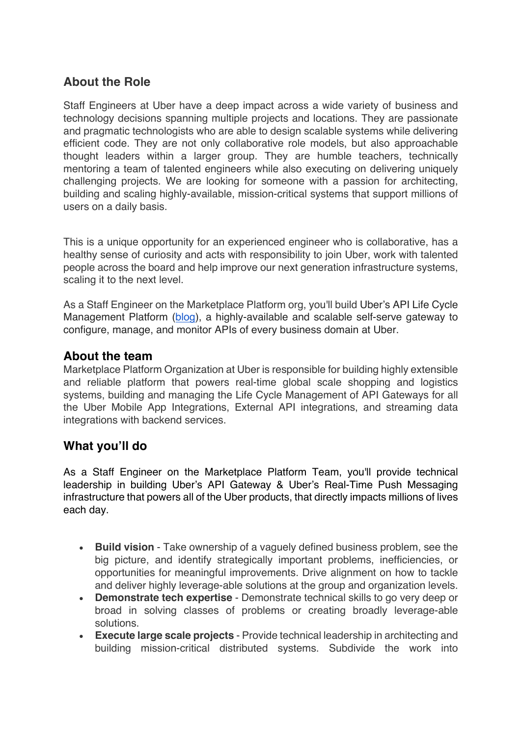## About the Role

Staff Engineers at Uber have a deep impact across a wide variety of business and technology decisions spanning multiple projects and locations. They are passionate and pragmatic technologists who are able to design scalable systems while delivering efficient code. They are not only collaborative role models, but also approachable thought leaders within a larger group. They are humble teachers, technically mentoring a team of talented engineers while also executing on delivering uniquely challenging projects. We are looking for someone with a passion for architecting, building and scaling highly-available, mission-critical systems that support millions of users on a daily basis.

This is a unique opportunity for an experienced engineer who is collaborative, has a healthy sense of curiosity and acts with responsibility to join Uber, work with talented people across the board and help improve our next generation infrastructure systems, scaling it to the next level.

As a Staff Engineer on the Marketplace Platform org, you'll build Uber's API Life Cycle Management Platform (blog), a highly-available and scalable self-serve gateway to configure, manage, and monitor APIs of every business domain at Uber.

## About the team

Marketplace Platform Organization at Uber is responsible for building highly extensible and reliable platform that powers real-time global scale shopping and logistics systems, building and managing the Life Cycle Management of API Gateways for all the Uber Mobile App Integrations, External API integrations, and streaming data integrations with backend services.

## What you'll do

As a Staff Engineer on the Marketplace Platform Team, you'll provide technical leadership in building Uber's API Gateway & Uber's Real-Time Push Messaging infrastructure that powers all of the Uber products, that directly impacts millions of lives each day.

- **Build vision** - Take ownership of a vaguely defined business problem, see the big picture, and identify strategically important problems, inefficiencies, or opportunities for meaningful improvements. Drive alignment on how to tackle and deliver highly leverage-able solutions at the group and organization levels.
- **Demonstrate tech expertise** - Demonstrate technical skills to go very deep or broad in solving classes of problems or creating broadly leverage-able solutions.
- **Execute large scale projects** - Provide technical leadership in architecting and building mission-critical distributed systems. Subdivide the work into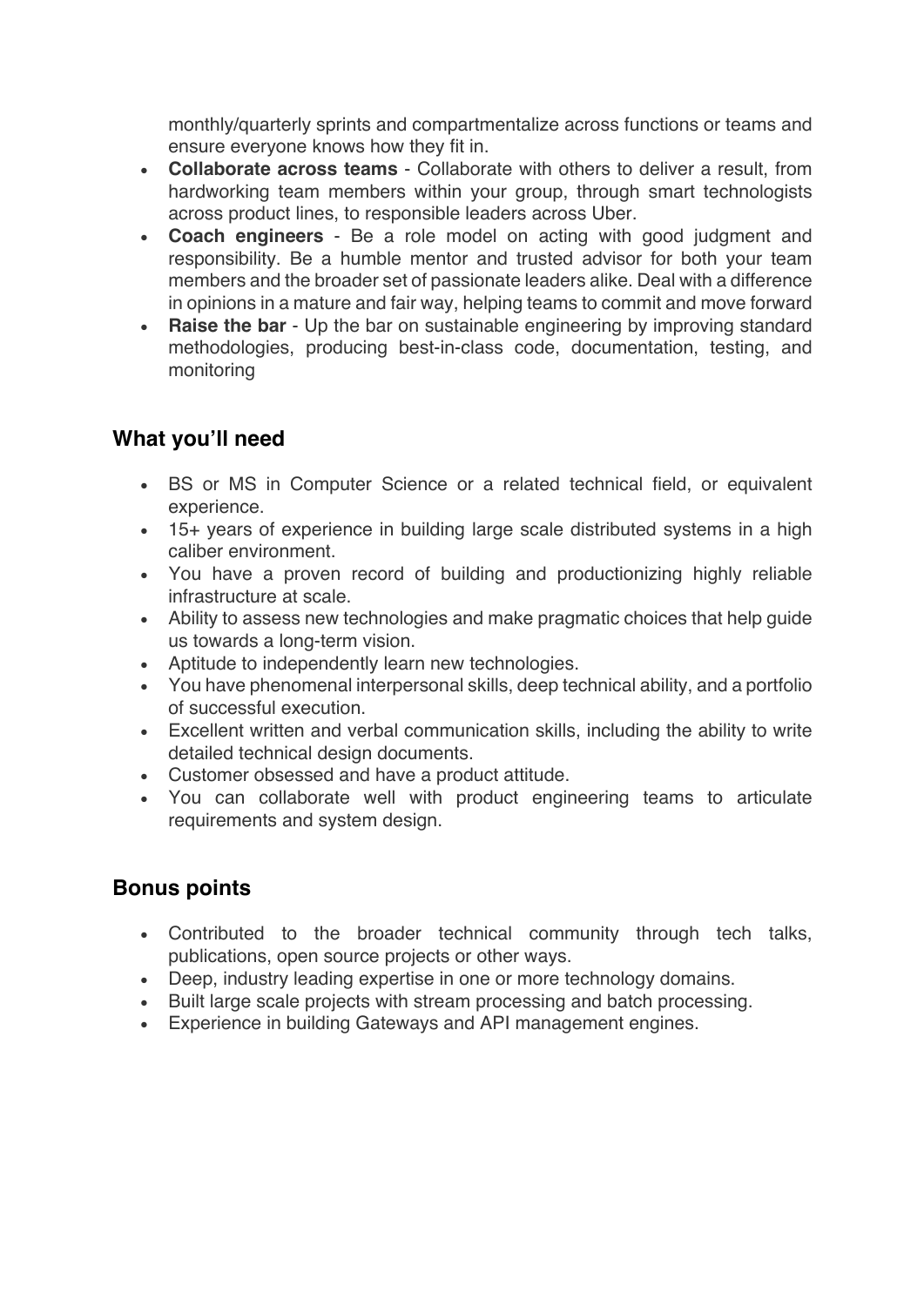monthly/quarterly sprints and compartmentalize across functions or teams and ensure everyone knows how they fit in.

- **Collaborate across teams** - Collaborate with others to deliver a result, from hardworking team members within your group, through smart technologists across product lines, to responsible leaders across Uber.
- **Coach engineers** - Be a role model on acting with good judgment and responsibility. Be a humble mentor and trusted advisor for both your team members and the broader set of passionate leaders alike. Deal with a difference in opinions in a mature and fair way, helping teams to commit and move forward
- **Raise the bar** - Up the bar on sustainable engineering by improving standard methodologies, producing best-in-class code, documentation, testing, and monitoring

## What you'll need

- BS or MS in Computer Science or a related technical field, or equivalent experience.
- 15+ years of experience in building large scale distributed systems in a high caliber environment.
- You have a proven record of building and productionizing highly reliable infrastructure at scale.
- Ability to assess new technologies and make pragmatic choices that help guide us towards a long-term vision.
- Aptitude to independently learn new technologies.
- You have phenomenal interpersonal skills, deep technical ability, and a portfolio of successful execution.
- Excellent written and verbal communication skills, including the ability to write detailed technical design documents.
- Customer obsessed and have a product attitude.
- You can collaborate well with product engineering teams to articulate requirements and system design.

## Bonus points

- Contributed to the broader technical community through tech talks, publications, open source projects or other ways.
- Deep, industry leading expertise in one or more technology domains.
- Built large scale projects with stream processing and batch processing.
- Experience in building Gateways and API management engines.